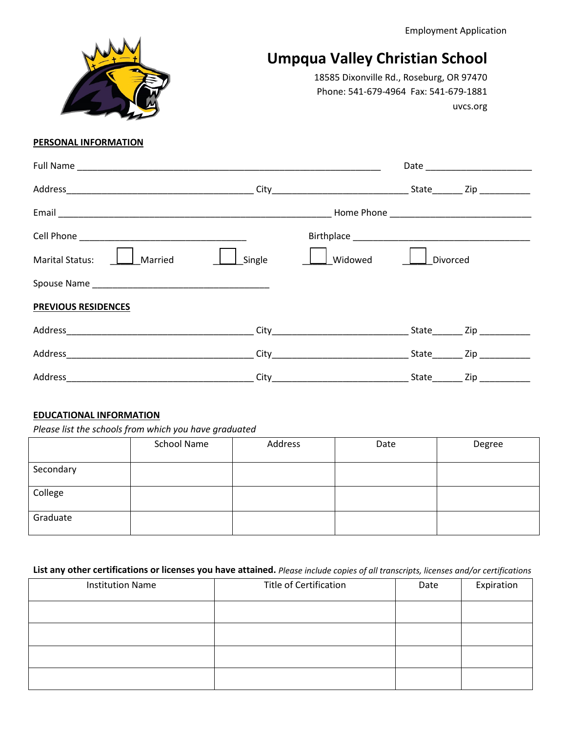Employment Application

# Umpqua Valley Christian School

18585 Dixonville Rd., Roseburg, OR 97470
Phone: 541-679-4964 Fax: 541-679-1881
uvcs.org

## PERSONAL INFORMATION

Full Name ______________________________________________________________ Date _____________________

Address_____________________________________ City___________________________ State______ Zip __________

Email ______________________________________________________ Home Phone ____________________________

Cell Phone _________________________________ Birthplace ___________________________________

Marital Status: ☐ Married ☐ Single ☐ Widowed ☐ Divorced

Spouse Name ___________________________________

## PREVIOUS RESIDENCES

Address_____________________________________ City___________________________ State______ Zip __________

Address_____________________________________ City___________________________ State______ Zip __________

Address_____________________________________ City___________________________ State______ Zip __________

## EDUCATIONAL INFORMATION

*Please list the schools from which you have graduated*

| | School Name | Address | Date | Degree |
|---|---|---|---|---|
| Secondary | | | | |
| College | | | | |
| Graduate | | | | |

**List any other certifications or licenses you have attained.** *Please include copies of all transcripts, licenses and/or certifications*

| Institution Name | Title of Certification | Date | Expiration |
|---|---|---|---|
| | | | |
| | | | |
| | | | |
| | | | |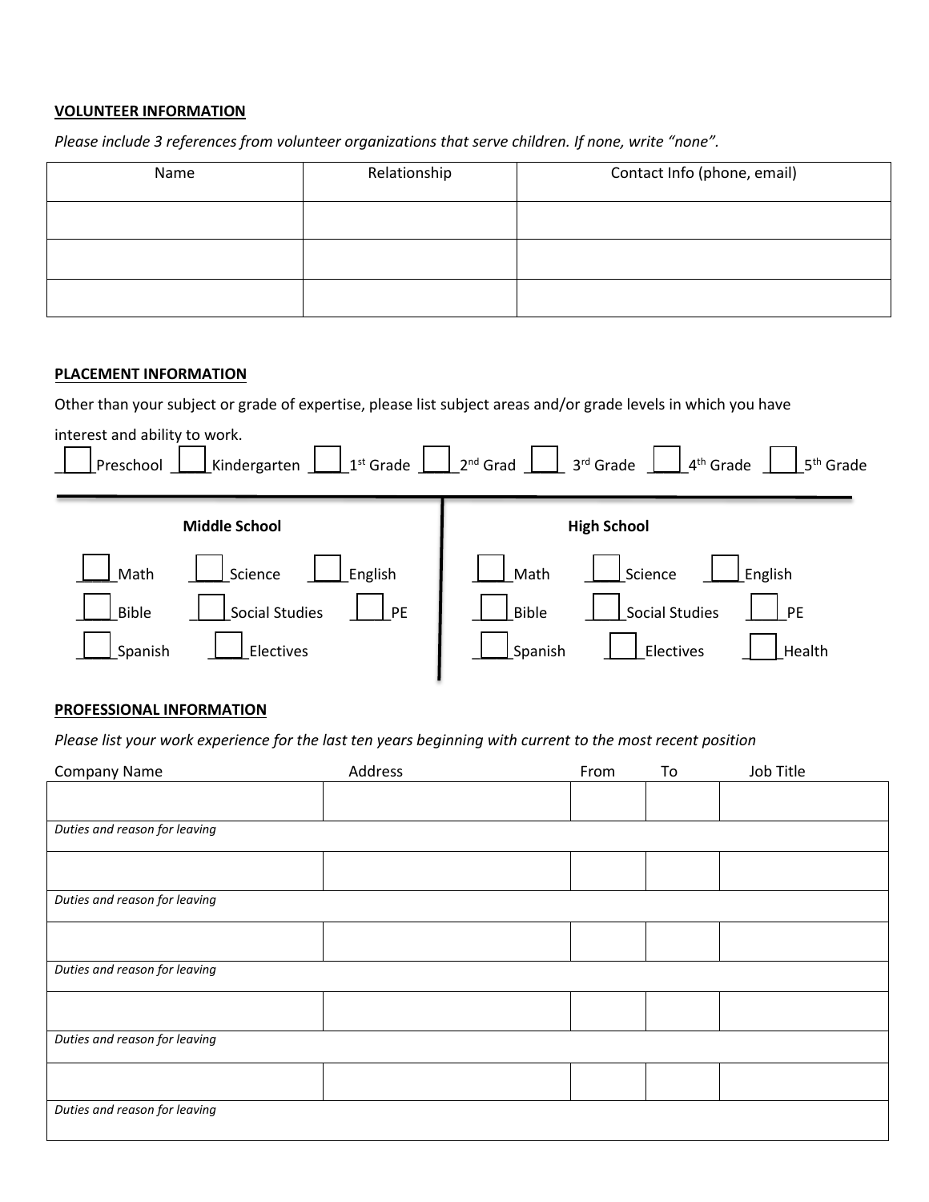**VOLUNTEER INFORMATION**

*Please include 3 references from volunteer organizations that serve children. If none, write "none".*

| Name | Relationship | Contact Info (phone, email) |
|---|---|---|
| | | |
| | | |
| | | |

**PLACEMENT INFORMATION**

Other than your subject or grade of expertise, please list subject areas and/or grade levels in which you have interest and ability to work.

☐ Preschool ☐ Kindergarten ☐ 1st Grade ☐ 2nd Grad ☐ 3rd Grade ☐ 4th Grade ☐ 5th Grade

**Middle School**

☐ Math ☐ Science ☐ English

☐ Bible ☐ Social Studies ☐ PE

☐ Spanish ☐ Electives

**High School**

☐ Math ☐ Science ☐ English

☐ Bible ☐ Social Studies ☐ PE

☐ Spanish ☐ Electives ☐ Health

**PROFESSIONAL INFORMATION**

*Please list your work experience for the last ten years beginning with current to the most recent position*

| Company Name | Address | From | To | Job Title |
|---|---|---|---|---|
| | | | | |
| *Duties and reason for leaving* | | | | |
| | | | | |
| *Duties and reason for leaving* | | | | |
| | | | | |
| *Duties and reason for leaving* | | | | |
| | | | | |
| *Duties and reason for leaving* | | | | |
| | | | | |
| *Duties and reason for leaving* | | | | |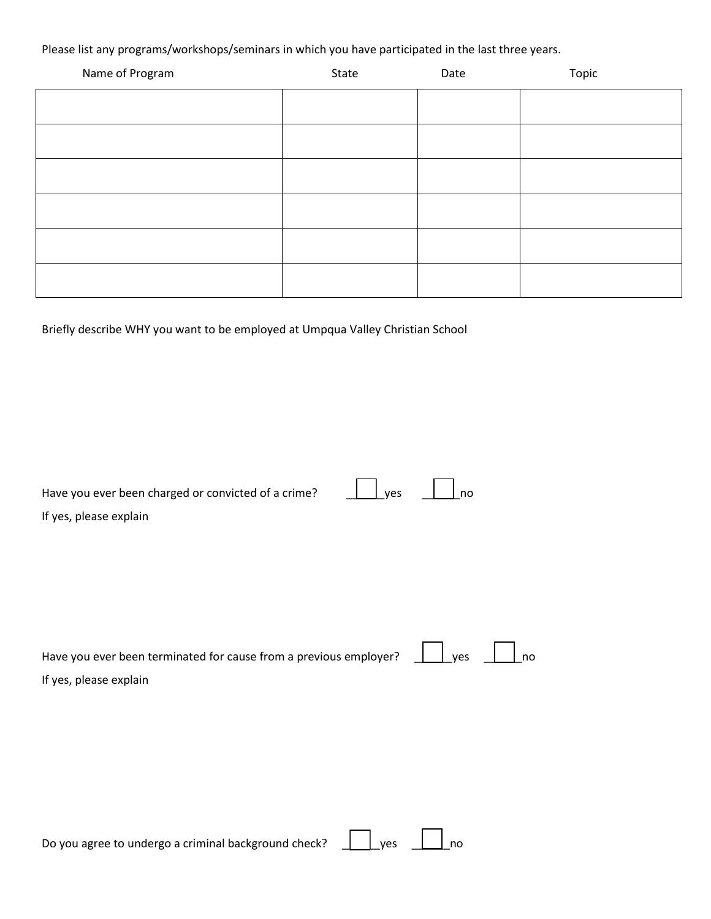Please list any programs/workshops/seminars in which you have participated in the last three years.

| Name of Program | State | Date | Topic |
|---|---|---|---|
| | | | |
| | | | |
| | | | |
| | | | |
| | | | |
| | | | |

Briefly describe WHY you want to be employed at Umpqua Valley Christian School

Have you ever been charged or convicted of a crime? ☐ yes ☐ no

If yes, please explain

Have you ever been terminated for cause from a previous employer? ☐ yes ☐ no

If yes, please explain

Do you agree to undergo a criminal background check? ☐ yes ☐ no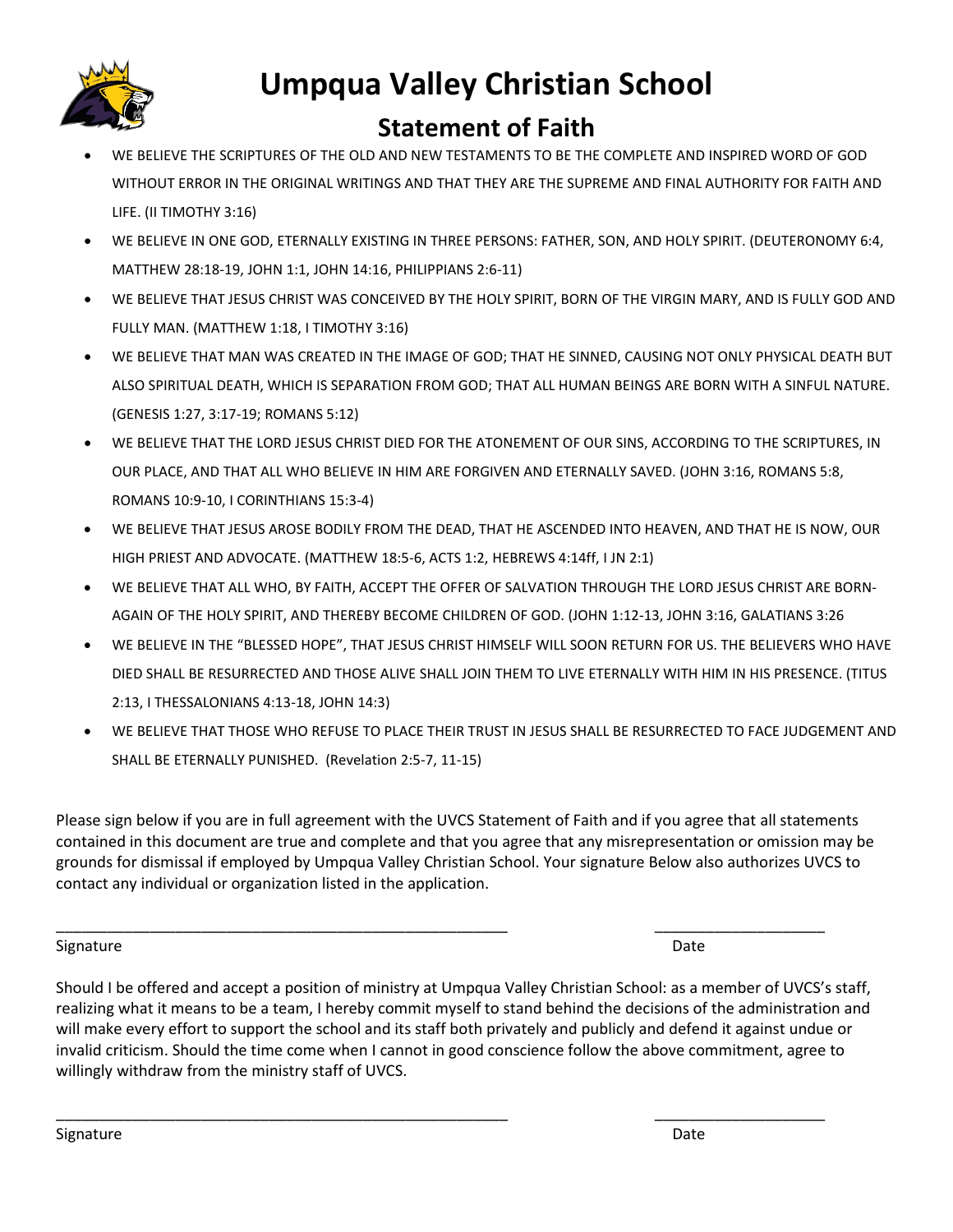# Umpqua Valley Christian School

## Statement of Faith

- WE BELIEVE THE SCRIPTURES OF THE OLD AND NEW TESTAMENTS TO BE THE COMPLETE AND INSPIRED WORD OF GOD WITHOUT ERROR IN THE ORIGINAL WRITINGS AND THAT THEY ARE THE SUPREME AND FINAL AUTHORITY FOR FAITH AND LIFE. (II TIMOTHY 3:16)
- WE BELIEVE IN ONE GOD, ETERNALLY EXISTING IN THREE PERSONS: FATHER, SON, AND HOLY SPIRIT. (DEUTERONOMY 6:4, MATTHEW 28:18-19, JOHN 1:1, JOHN 14:16, PHILIPPIANS 2:6-11)
- WE BELIEVE THAT JESUS CHRIST WAS CONCEIVED BY THE HOLY SPIRIT, BORN OF THE VIRGIN MARY, AND IS FULLY GOD AND FULLY MAN. (MATTHEW 1:18, I TIMOTHY 3:16)
- WE BELIEVE THAT MAN WAS CREATED IN THE IMAGE OF GOD; THAT HE SINNED, CAUSING NOT ONLY PHYSICAL DEATH BUT ALSO SPIRITUAL DEATH, WHICH IS SEPARATION FROM GOD; THAT ALL HUMAN BEINGS ARE BORN WITH A SINFUL NATURE. (GENESIS 1:27, 3:17-19; ROMANS 5:12)
- WE BELIEVE THAT THE LORD JESUS CHRIST DIED FOR THE ATONEMENT OF OUR SINS, ACCORDING TO THE SCRIPTURES, IN OUR PLACE, AND THAT ALL WHO BELIEVE IN HIM ARE FORGIVEN AND ETERNALLY SAVED. (JOHN 3:16, ROMANS 5:8, ROMANS 10:9-10, I CORINTHIANS 15:3-4)
- WE BELIEVE THAT JESUS AROSE BODILY FROM THE DEAD, THAT HE ASCENDED INTO HEAVEN, AND THAT HE IS NOW, OUR HIGH PRIEST AND ADVOCATE. (MATTHEW 18:5-6, ACTS 1:2, HEBREWS 4:14ff, I JN 2:1)
- WE BELIEVE THAT ALL WHO, BY FAITH, ACCEPT THE OFFER OF SALVATION THROUGH THE LORD JESUS CHRIST ARE BORN-AGAIN OF THE HOLY SPIRIT, AND THEREBY BECOME CHILDREN OF GOD. (JOHN 1:12-13, JOHN 3:16, GALATIANS 3:26
- WE BELIEVE IN THE "BLESSED HOPE", THAT JESUS CHRIST HIMSELF WILL SOON RETURN FOR US. THE BELIEVERS WHO HAVE DIED SHALL BE RESURRECTED AND THOSE ALIVE SHALL JOIN THEM TO LIVE ETERNALLY WITH HIM IN HIS PRESENCE. (TITUS 2:13, I THESSALONIANS 4:13-18, JOHN 14:3)
- WE BELIEVE THAT THOSE WHO REFUSE TO PLACE THEIR TRUST IN JESUS SHALL BE RESURRECTED TO FACE JUDGEMENT AND SHALL BE ETERNALLY PUNISHED. (Revelation 2:5-7, 11-15)

Please sign below if you are in full agreement with the UVCS Statement of Faith and if you agree that all statements contained in this document are true and complete and that you agree that any misrepresentation or omission may be grounds for dismissal if employed by Umpqua Valley Christian School. Your signature Below also authorizes UVCS to contact any individual or organization listed in the application.

_______________________________________________________ ____________________

Signature Date

Should I be offered and accept a position of ministry at Umpqua Valley Christian School: as a member of UVCS's staff, realizing what it means to be a team, I hereby commit myself to stand behind the decisions of the administration and will make every effort to support the school and its staff both privately and publicly and defend it against undue or invalid criticism. Should the time come when I cannot in good conscience follow the above commitment, agree to willingly withdraw from the ministry staff of UVCS.

_______________________________________________________ ____________________

Signature Date